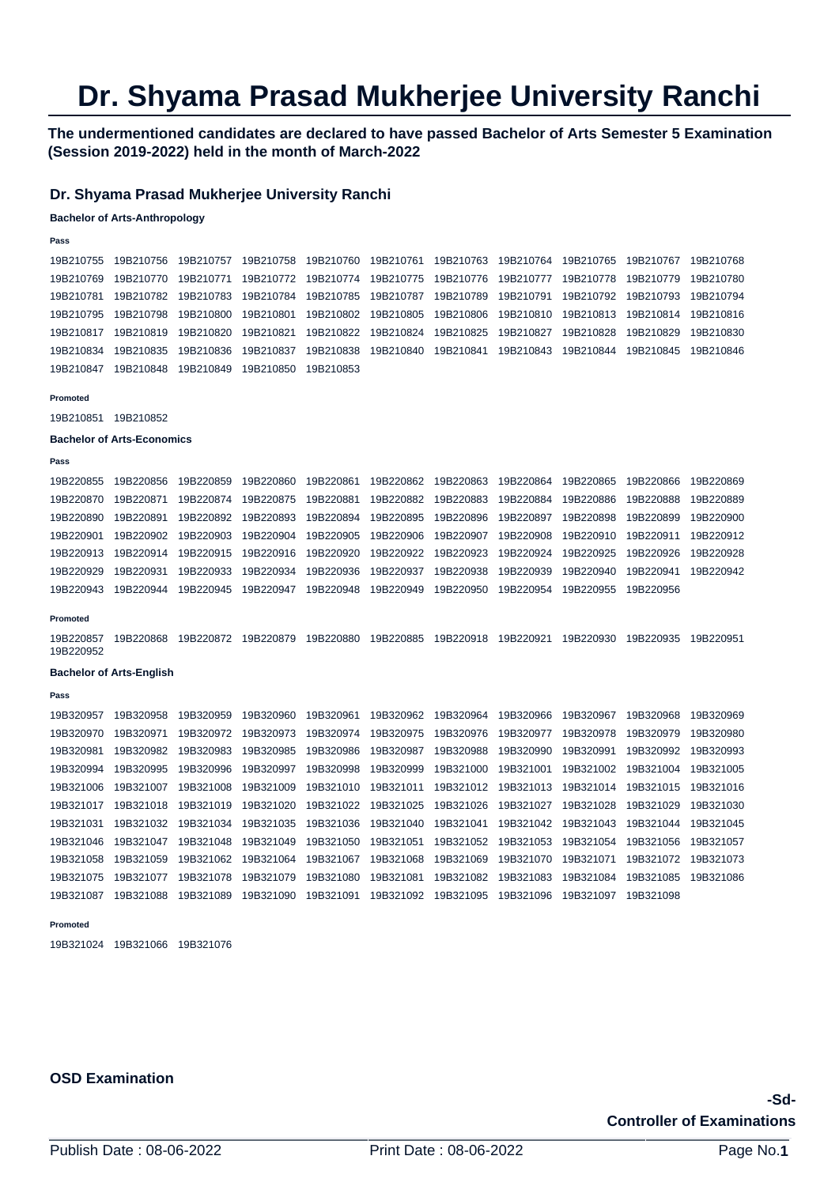# Dr. Shyama Prasad Mukherjee University Ranchi

**The undermentioned candidates are declared to have passed Bachelor of Arts Semester 5 Examination (Session 2019-2022) held in the month of March-2022**

## Dr. Shyama Prasad Mukherjee University Ranchi

### Bachelor of Arts-Anthropology

**Pass**

19B210755 19B210756 19B210757 19B210758 19B210760 19B210761 19B210763 19B210764 19B210765 19B210767 19B210768
19B210769 19B210770 19B210771 19B210772 19B210774 19B210775 19B210776 19B210777 19B210778 19B210779 19B210780
19B210781 19B210782 19B210783 19B210784 19B210785 19B210787 19B210789 19B210791 19B210792 19B210793 19B210794
19B210795 19B210798 19B210800 19B210801 19B210802 19B210805 19B210806 19B210810 19B210813 19B210814 19B210816
19B210817 19B210819 19B210820 19B210821 19B210822 19B210824 19B210825 19B210827 19B210828 19B210829 19B210830
19B210834 19B210835 19B210836 19B210837 19B210838 19B210840 19B210841 19B210843 19B210844 19B210845 19B210846
19B210847 19B210848 19B210849 19B210850 19B210853

**Promoted**

19B210851 19B210852

### Bachelor of Arts-Economics

**Pass**

19B220855 19B220856 19B220859 19B220860 19B220861 19B220862 19B220863 19B220864 19B220865 19B220866 19B220869
19B220870 19B220871 19B220874 19B220875 19B220881 19B220882 19B220883 19B220884 19B220886 19B220888 19B220889
19B220890 19B220891 19B220892 19B220893 19B220894 19B220895 19B220896 19B220897 19B220898 19B220899 19B220900
19B220901 19B220902 19B220903 19B220904 19B220905 19B220906 19B220907 19B220908 19B220910 19B220911 19B220912
19B220913 19B220914 19B220915 19B220916 19B220920 19B220922 19B220923 19B220924 19B220925 19B220926 19B220928
19B220929 19B220931 19B220933 19B220934 19B220936 19B220937 19B220938 19B220939 19B220940 19B220941 19B220942
19B220943 19B220944 19B220945 19B220947 19B220948 19B220949 19B220950 19B220954 19B220955 19B220956

**Promoted**

19B220857 19B220868 19B220872 19B220879 19B220880 19B220885 19B220918 19B220921 19B220930 19B220935 19B220951
19B220952

### Bachelor of Arts-English

**Pass**

19B320957 19B320958 19B320959 19B320960 19B320961 19B320962 19B320964 19B320966 19B320967 19B320968 19B320969
19B320970 19B320971 19B320972 19B320973 19B320974 19B320975 19B320976 19B320977 19B320978 19B320979 19B320980
19B320981 19B320982 19B320983 19B320985 19B320986 19B320987 19B320988 19B320990 19B320991 19B320992 19B320993
19B320994 19B320995 19B320996 19B320997 19B320998 19B320999 19B321000 19B321001 19B321002 19B321004 19B321005
19B321006 19B321007 19B321008 19B321009 19B321010 19B321011 19B321012 19B321013 19B321014 19B321015 19B321016
19B321017 19B321018 19B321019 19B321020 19B321022 19B321025 19B321026 19B321027 19B321028 19B321029 19B321030
19B321031 19B321032 19B321034 19B321035 19B321036 19B321040 19B321041 19B321042 19B321043 19B321044 19B321045
19B321046 19B321047 19B321048 19B321049 19B321050 19B321051 19B321052 19B321053 19B321054 19B321056 19B321057
19B321058 19B321059 19B321062 19B321064 19B321067 19B321068 19B321069 19B321070 19B321071 19B321072 19B321073
19B321075 19B321077 19B321078 19B321079 19B321080 19B321081 19B321082 19B321083 19B321084 19B321085 19B321086
19B321087 19B321088 19B321089 19B321090 19B321091 19B321092 19B321095 19B321096 19B321097 19B321098

**Promoted**

19B321024 19B321066 19B321076

**OSD Examination**

**-Sd-**
**Controller of Examinations**

Publish Date : 08-06-2022 Print Date : 08-06-2022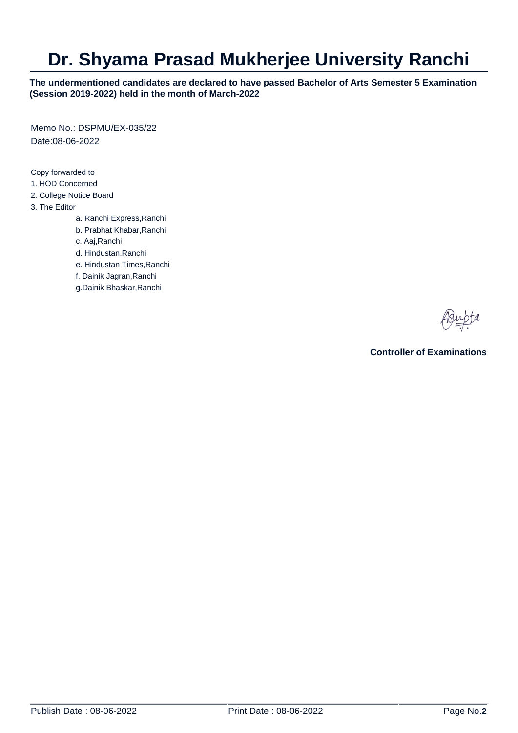# Dr. Shyama Prasad Mukherjee University Ranchi

**The undermentioned candidates are declared to have passed Bachelor of Arts Semester 5 Examination (Session 2019-2022) held in the month of March-2022**

Memo No.: DSPMU/EX-035/22

Date:08-06-2022

Copy forwarded to

1. HOD Concerned
2. College Notice Board
3. The Editor
    - a. Ranchi Express,Ranchi
    - b. Prabhat Khabar,Ranchi
    - c. Aaj,Ranchi
    - d. Hindustan,Ranchi
    - e. Hindustan Times,Ranchi
    - f. Dainik Jagran,Ranchi
    - g.Dainik Bhaskar,Ranchi

**Controller of Examinations**

Publish Date : 08-06-2022 | Print Date : 08-06-2022